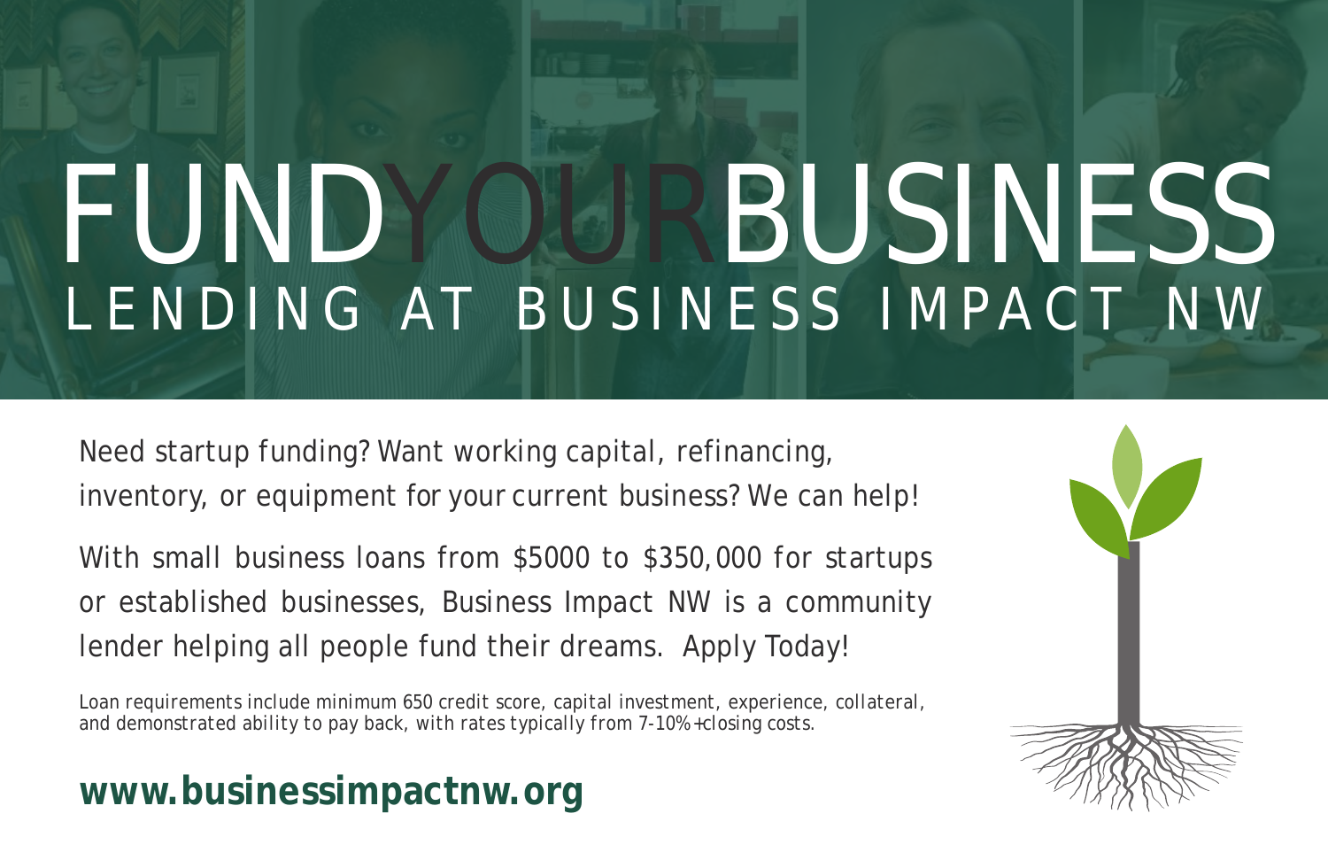# FUNDYOURBUSINESS

## LENDING AT BUSINESS IMPACT NW

Need startup funding? Want working capital, refinancing, inventory, or equipment for your current business? We can help!

With small business loans from $5000 to $350,000 for startups or established businesses, Business Impact NW is a community lender helping all people fund their dreams. Apply Today!

Loan requirements include minimum 650 credit score, capital investment, experience, collateral, and demonstrated ability to pay back, with rates typically from 7-10% +closing costs.

**www.businessimpactnw.org**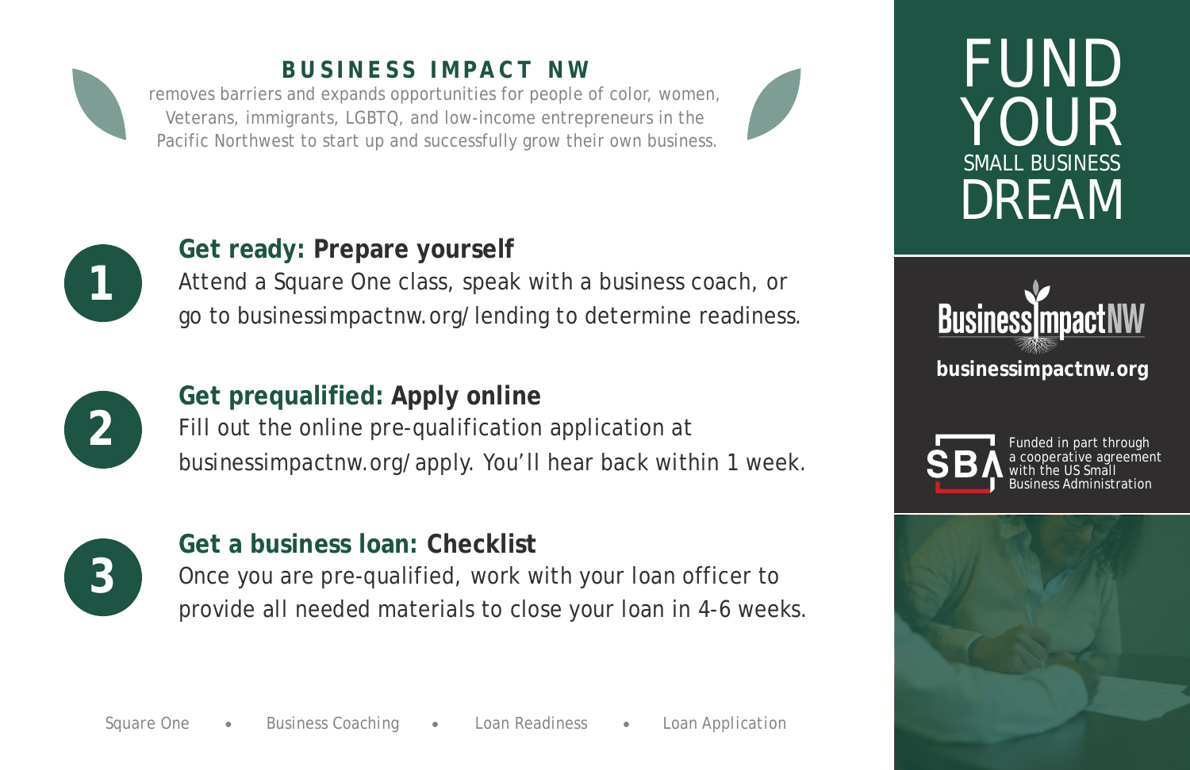## BUSINESS IMPACT NW

removes barriers and expands opportunities for people of color, women, Veterans, immigrants, LGBTQ, and low-income entrepreneurs in the Pacific Northwest to start up and successfully grow their own business.

### 1 Get ready: Prepare yourself

Attend a Square One class, speak with a business coach, or go to businessimpactnw.org/lending to determine readiness.

### 2 Get prequalified: Apply online

Fill out the online pre-qualification application at businessimpactnw.org/apply. You'll hear back within 1 week.

### 3 Get a business loan: Checklist

Once you are pre-qualified, work with your loan officer to provide all needed materials to close your loan in 4-6 weeks.

Square One • Business Coaching • Loan Readiness • Loan Application

# FUND YOUR SMALL BUSINESS DREAM

BusinessImpactNW

**businessimpactnw.org**

SBA

Funded in part through a cooperative agreement with the US Small Business Administration